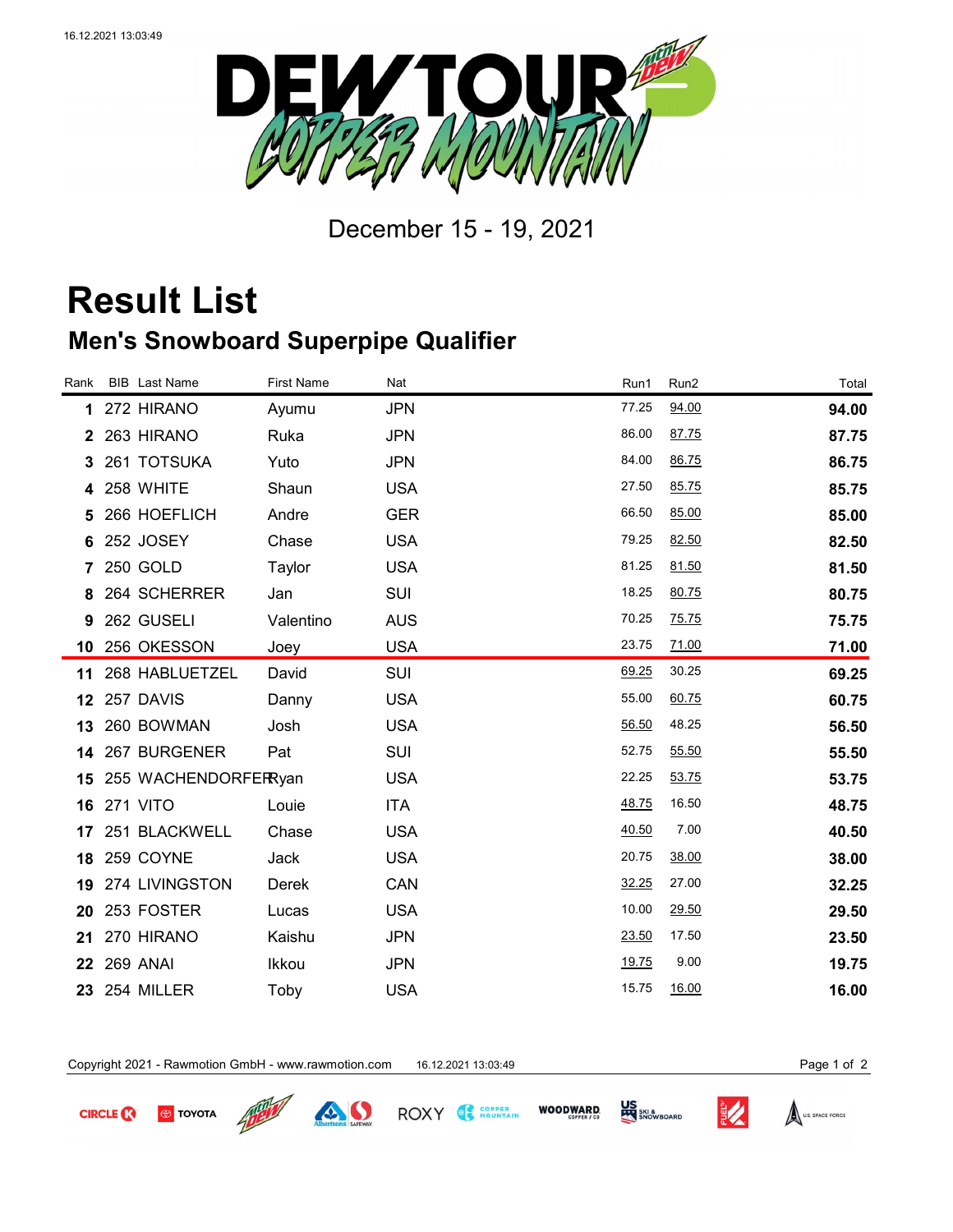December 15 - 19, 2021

# Result List

## Men's Snowboard Superpipe Qualifier

| Rank | BIB | Last Name | First Name | Nat | Run1 | Run2 | Total |
|---|---|---|---|---|---|---|---|
| 1 | 272 | HIRANO | Ayumu | JPN | 77.25 | 94.00 | **94.00** |
| 2 | 263 | HIRANO | Ruka | JPN | 86.00 | 87.75 | **87.75** |
| 3 | 261 | TOTSUKA | Yuto | JPN | 84.00 | 86.75 | **86.75** |
| 4 | 258 | WHITE | Shaun | USA | 27.50 | 85.75 | **85.75** |
| 5 | 266 | HOEFLICH | Andre | GER | 66.50 | 85.00 | **85.00** |
| 6 | 252 | JOSEY | Chase | USA | 79.25 | 82.50 | **82.50** |
| 7 | 250 | GOLD | Taylor | USA | 81.25 | 81.50 | **81.50** |
| 8 | 264 | SCHERRER | Jan | SUI | 18.25 | 80.75 | **80.75** |
| 9 | 262 | GUSELI | Valentino | AUS | 70.25 | 75.75 | **75.75** |
| 10 | 256 | OKESSON | Joey | USA | 23.75 | 71.00 | **71.00** |
| 11 | 268 | HABLUETZEL | David | SUI | 69.25 | 30.25 | **69.25** |
| 12 | 257 | DAVIS | Danny | USA | 55.00 | 60.75 | **60.75** |
| 13 | 260 | BOWMAN | Josh | USA | 56.50 | 48.25 | **56.50** |
| 14 | 267 | BURGENER | Pat | SUI | 52.75 | 55.50 | **55.50** |
| 15 | 255 | WACHENDORFER | Ryan | USA | 22.25 | 53.75 | **53.75** |
| 16 | 271 | VITO | Louie | ITA | 48.75 | 16.50 | **48.75** |
| 17 | 251 | BLACKWELL | Chase | USA | 40.50 | 7.00 | **40.50** |
| 18 | 259 | COYNE | Jack | USA | 20.75 | 38.00 | **38.00** |
| 19 | 274 | LIVINGSTON | Derek | CAN | 32.25 | 27.00 | **32.25** |
| 20 | 253 | FOSTER | Lucas | USA | 10.00 | 29.50 | **29.50** |
| 21 | 270 | HIRANO | Kaishu | JPN | 23.50 | 17.50 | **23.50** |
| 22 | 269 | ANAI | Ikkou | JPN | 19.75 | 9.00 | **19.75** |
| 23 | 254 | MILLER | Toby | USA | 15.75 | 16.00 | **16.00** |

Copyright 2021 - Rawmotion GmbH - www.rawmotion.com 16.12.2021 13:03:49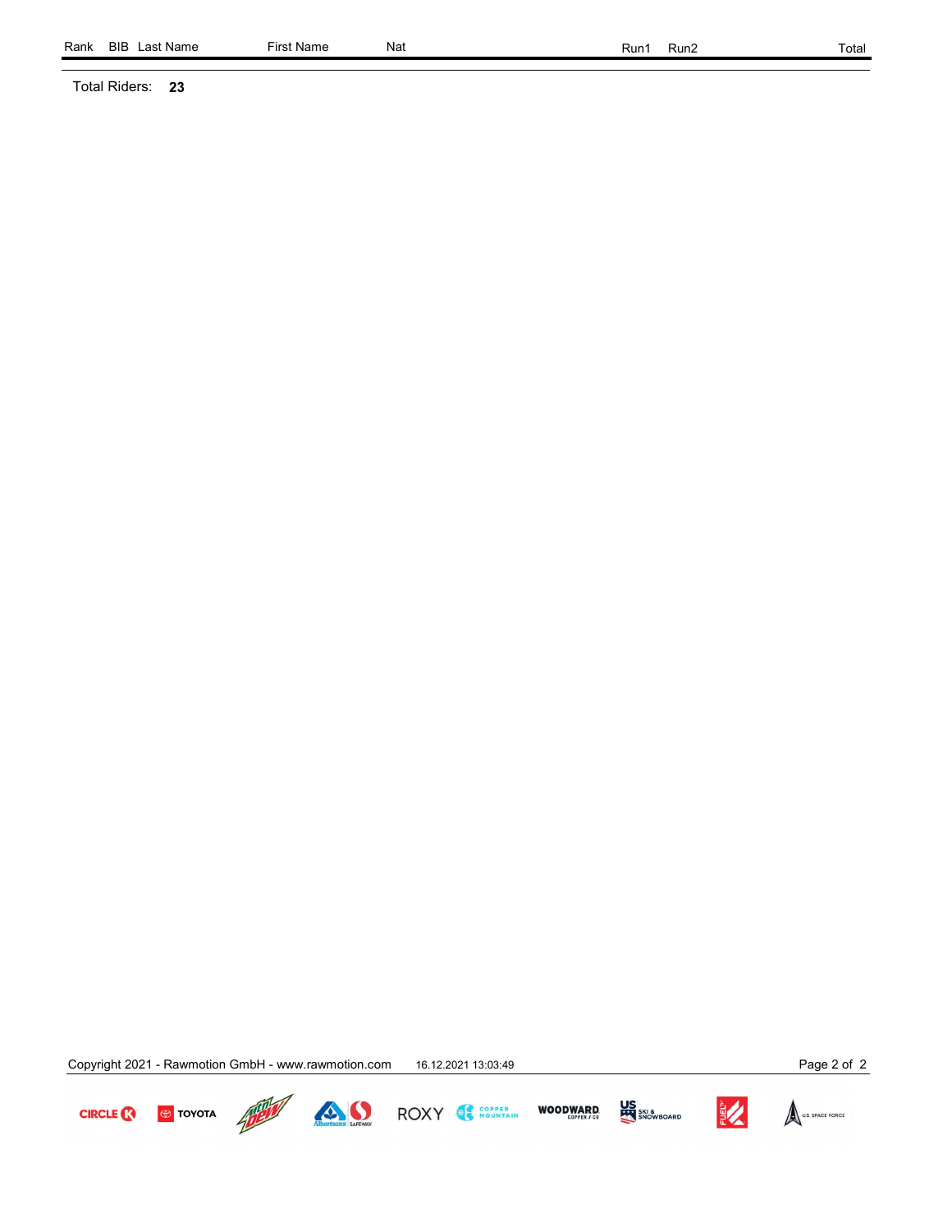| Rank | BIB | Last Name | First Name | Nat | Run1 | Run2 | Total |
|---|---|---|---|---|---|---|---|

Total Riders: **23**

Copyright 2021 - Rawmotion GmbH - www.rawmotion.com 16.12.2021 13:03:49